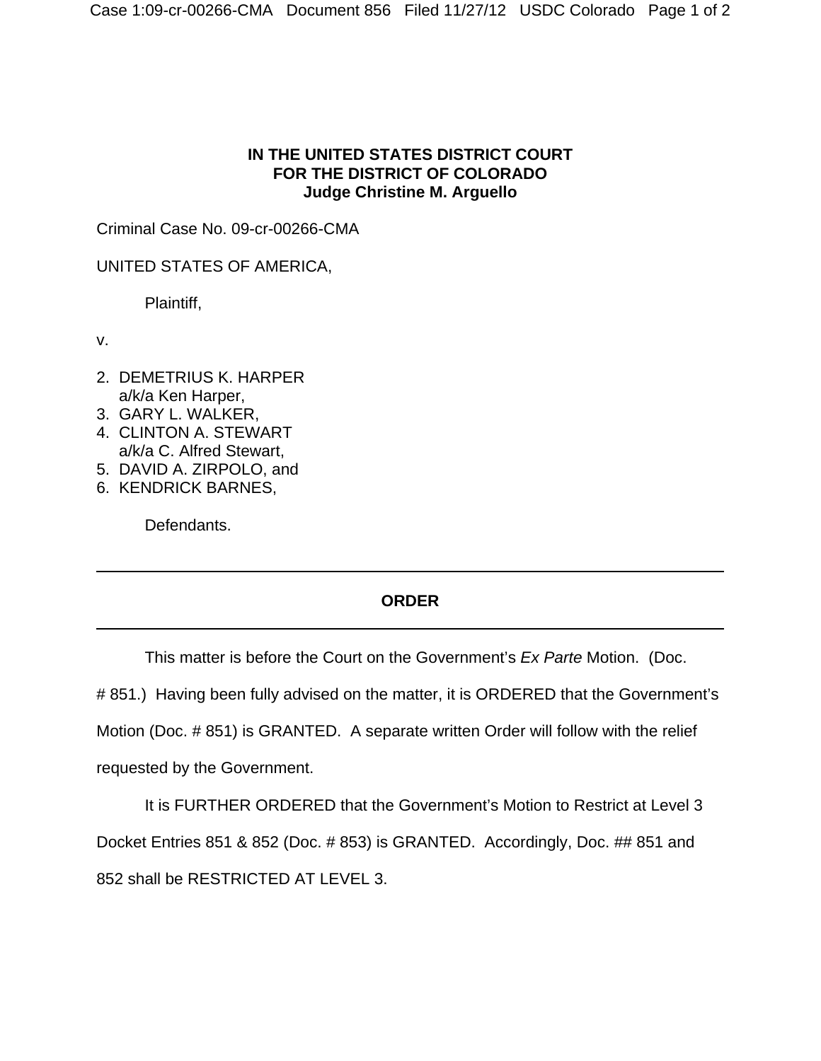**IN THE UNITED STATES DISTRICT COURT**
**FOR THE DISTRICT OF COLORADO**
**Judge Christine M. Arguello**

Criminal Case No. 09-cr-00266-CMA

UNITED STATES OF AMERICA,

Plaintiff,

v.

2. DEMETRIUS K. HARPER
   a/k/a Ken Harper,
3. GARY L. WALKER,
4. CLINTON A. STEWART
   a/k/a C. Alfred Stewart,
5. DAVID A. ZIRPOLO, and
6. KENDRICK BARNES,

Defendants.

---

**ORDER**

---

This matter is before the Court on the Government's *Ex Parte* Motion. (Doc. # 851.) Having been fully advised on the matter, it is ORDERED that the Government's Motion (Doc. # 851) is GRANTED. A separate written Order will follow with the relief requested by the Government.

It is FURTHER ORDERED that the Government's Motion to Restrict at Level 3 Docket Entries 851 & 852 (Doc. # 853) is GRANTED. Accordingly, Doc. ## 851 and 852 shall be RESTRICTED AT LEVEL 3.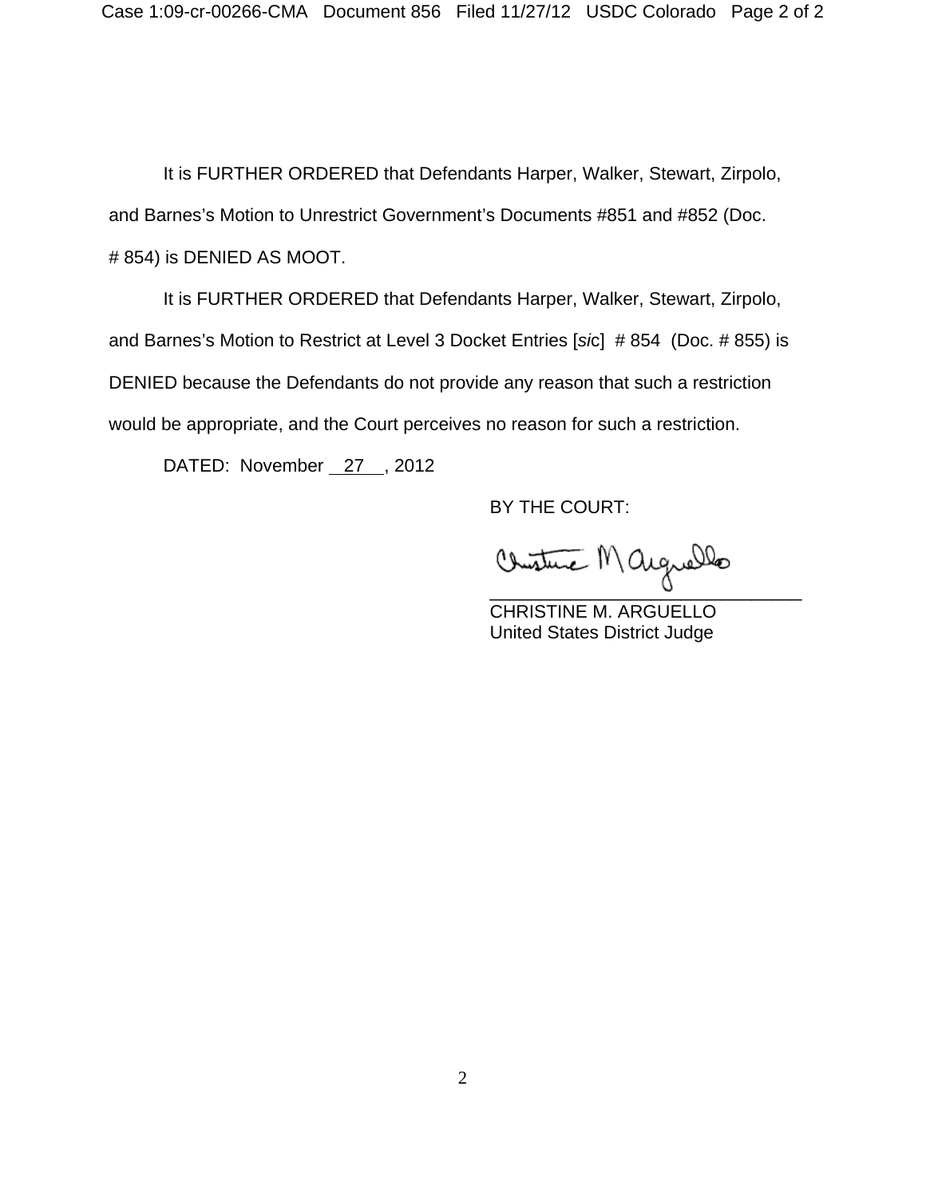It is FURTHER ORDERED that Defendants Harper, Walker, Stewart, Zirpolo, and Barnes's Motion to Unrestrict Government's Documents #851 and #852 (Doc. # 854) is DENIED AS MOOT.

It is FURTHER ORDERED that Defendants Harper, Walker, Stewart, Zirpolo, and Barnes's Motion to Restrict at Level 3 Docket Entries [*sic*] # 854 (Doc. # 855) is DENIED because the Defendants do not provide any reason that such a restriction would be appropriate, and the Court perceives no reason for such a restriction.

DATED: November 27, 2012

BY THE COURT:

_______________________________

CHRISTINE M. ARGUELLO
United States District Judge